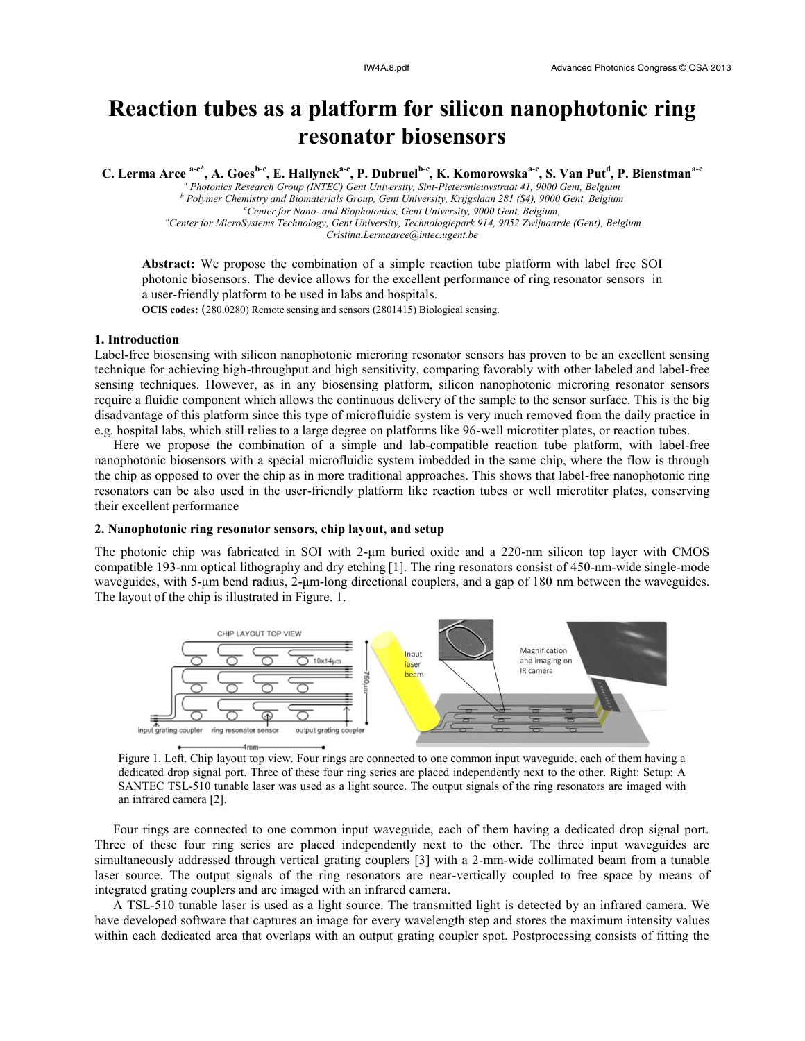# Reaction tubes as a platform for silicon nanophotonic ring resonator biosensors

**C. Lerma Arce [a-c*], A. Goes[b-c], E. Hallynck[a-c], P. Dubruel[b-c], K. Komorowska[a-c], S. Van Put[d], P. Bienstman[a-c]**

*[a] Photonics Research Group (INTEC) Gent University, Sint-Pietersnieuwstraat 41, 9000 Gent, Belgium*
*[b] Polymer Chemistry and Biomaterials Group, Gent University, Krijgslaan 281 (S4), 9000 Gent, Belgium*
*[c] Center for Nano- and Biophotonics, Gent University, 9000 Gent, Belgium,*
*[d] Center for MicroSystems Technology, Gent University, Technologiepark 914, 9052 Zwijnaarde (Gent), Belgium*
*Cristina.Lermaarce@intec.ugent.be*

**Abstract:** We propose the combination of a simple reaction tube platform with label free SOI photonic biosensors. The device allows for the excellent performance of ring resonator sensors in a user-friendly platform to be used in labs and hospitals.
**OCIS codes:** (280.0280) Remote sensing and sensors (2801415) Biological sensing.

## 1. Introduction

Label-free biosensing with silicon nanophotonic microring resonator sensors has proven to be an excellent sensing technique for achieving high-throughput and high sensitivity, comparing favorably with other labeled and label-free sensing techniques. However, as in any biosensing platform, silicon nanophotonic microring resonator sensors require a fluidic component which allows the continuous delivery of the sample to the sensor surface. This is the big disadvantage of this platform since this type of microfluidic system is very much removed from the daily practice in e.g. hospital labs, which still relies to a large degree on platforms like 96-well microtiter plates, or reaction tubes.

Here we propose the combination of a simple and lab-compatible reaction tube platform, with label-free nanophotonic biosensors with a special microfluidic system imbedded in the same chip, where the flow is through the chip as opposed to over the chip as in more traditional approaches. This shows that label-free nanophotonic ring resonators can be also used in the user-friendly platform like reaction tubes or well microtiter plates, conserving their excellent performance

## 2. Nanophotonic ring resonator sensors, chip layout, and setup

The photonic chip was fabricated in SOI with 2-μm buried oxide and a 220-nm silicon top layer with CMOS compatible 193-nm optical lithography and dry etching [1]. The ring resonators consist of 450-nm-wide single-mode waveguides, with 5-μm bend radius, 2-μm-long directional couplers, and a gap of 180 nm between the waveguides. The layout of the chip is illustrated in Figure. 1.

Figure 1. Left. Chip layout top view. Four rings are connected to one common input waveguide, each of them having a dedicated drop signal port. Three of these four ring series are placed independently next to the other. Right: Setup: A SANTEC TSL-510 tunable laser was used as a light source. The output signals of the ring resonators are imaged with an infrared camera [2].

Four rings are connected to one common input waveguide, each of them having a dedicated drop signal port. Three of these four ring series are placed independently next to the other. The three input waveguides are simultaneously addressed through vertical grating couplers [3] with a 2-mm-wide collimated beam from a tunable laser source. The output signals of the ring resonators are near-vertically coupled to free space by means of integrated grating couplers and are imaged with an infrared camera.

A TSL-510 tunable laser is used as a light source. The transmitted light is detected by an infrared camera. We have developed software that captures an image for every wavelength step and stores the maximum intensity values within each dedicated area that overlaps with an output grating coupler spot. Postprocessing consists of fitting the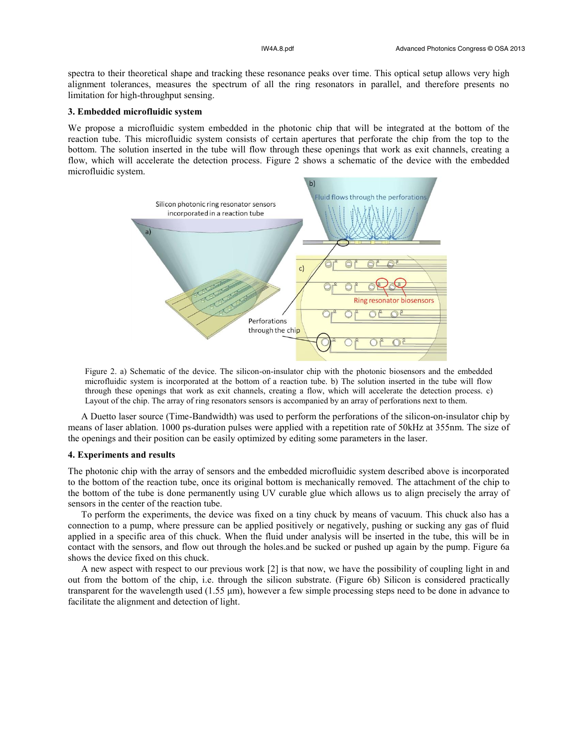spectra to their theoretical shape and tracking these resonance peaks over time. This optical setup allows very high alignment tolerances, measures the spectrum of all the ring resonators in parallel, and therefore presents no limitation for high-throughput sensing.

### 3. Embedded microfluidic system

We propose a microfluidic system embedded in the photonic chip that will be integrated at the bottom of the reaction tube. This microfluidic system consists of certain apertures that perforate the chip from the top to the bottom. The solution inserted in the tube will flow through these openings that work as exit channels, creating a flow, which will accelerate the detection process. Figure 2 shows a schematic of the device with the embedded microfluidic system.

Figure 2. a) Schematic of the device. The silicon-on-insulator chip with the photonic biosensors and the embedded microfluidic system is incorporated at the bottom of a reaction tube. b) The solution inserted in the tube will flow through these openings that work as exit channels, creating a flow, which will accelerate the detection process. c) Layout of the chip. The array of ring resonators sensors is accompanied by an array of perforations next to them.

A Duetto laser source (Time-Bandwidth) was used to perform the perforations of the silicon-on-insulator chip by means of laser ablation. 1000 ps-duration pulses were applied with a repetition rate of 50kHz at 355nm. The size of the openings and their position can be easily optimized by editing some parameters in the laser.

### 4. Experiments and results

The photonic chip with the array of sensors and the embedded microfluidic system described above is incorporated to the bottom of the reaction tube, once its original bottom is mechanically removed. The attachment of the chip to the bottom of the tube is done permanently using UV curable glue which allows us to align precisely the array of sensors in the center of the reaction tube.

To perform the experiments, the device was fixed on a tiny chuck by means of vacuum. This chuck also has a connection to a pump, where pressure can be applied positively or negatively, pushing or sucking any gas of fluid applied in a specific area of this chuck. When the fluid under analysis will be inserted in the tube, this will be in contact with the sensors, and flow out through the holes.and be sucked or pushed up again by the pump. Figure 6a shows the device fixed on this chuck.

A new aspect with respect to our previous work [2] is that now, we have the possibility of coupling light in and out from the bottom of the chip, i.e. through the silicon substrate. (Figure 6b) Silicon is considered practically transparent for the wavelength used (1.55 μm), however a few simple processing steps need to be done in advance to facilitate the alignment and detection of light.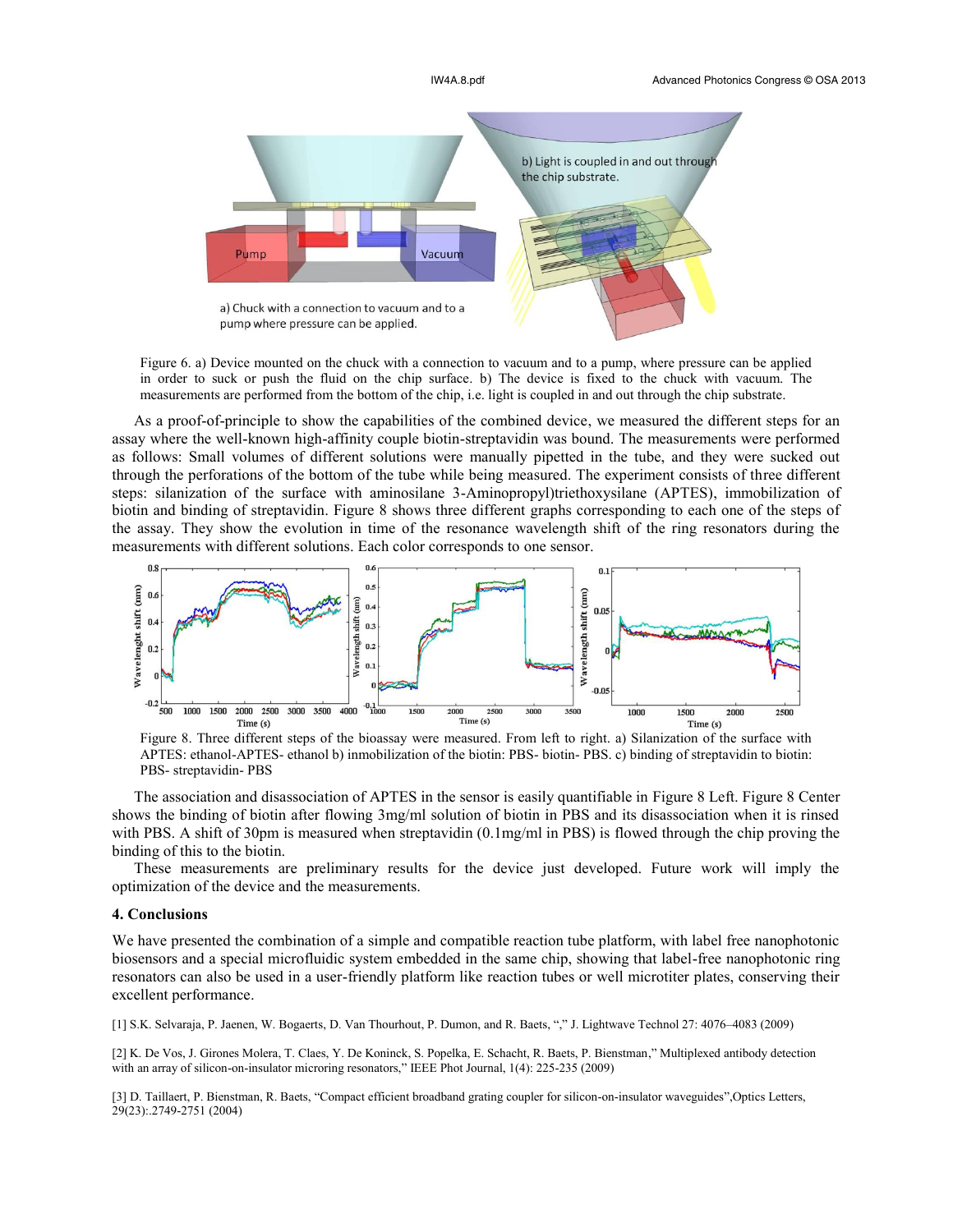a) Chuck with a connection to vacuum and to a pump where pressure can be applied.

b) Light is coupled in and out through the chip substrate.

Pump

Vacuum

Figure 6. a) Device mounted on the chuck with a connection to vacuum and to a pump, where pressure can be applied in order to suck or push the fluid on the chip surface. b) The device is fixed to the chuck with vacuum. The measurements are performed from the bottom of the chip, i.e. light is coupled in and out through the chip substrate.

As a proof-of-principle to show the capabilities of the combined device, we measured the different steps for an assay where the well-known high-affinity couple biotin-streptavidin was bound. The measurements were performed as follows: Small volumes of different solutions were manually pipetted in the tube, and they were sucked out through the perforations of the bottom of the tube while being measured. The experiment consists of three different steps: silanization of the surface with aminosilane 3-Aminopropyl)triethoxysilane (APTES), immobilization of biotin and binding of streptavidin. Figure 8 shows three different graphs corresponding to each one of the steps of the assay. They show the evolution in time of the resonance wavelength shift of the ring resonators during the measurements with different solutions. Each color corresponds to one sensor.

Wavelength shift (nm)

Time (s)

Figure 8. Three different steps of the bioassay were measured. From left to right. a) Silanization of the surface with APTES: ethanol-APTES- ethanol b) inmobilization of the biotin: PBS- biotin- PBS. c) binding of streptavidin to biotin: PBS- streptavidin- PBS

The association and disassociation of APTES in the sensor is easily quantifiable in Figure 8 Left. Figure 8 Center shows the binding of biotin after flowing 3mg/ml solution of biotin in PBS and its disassociation when it is rinsed with PBS. A shift of 30pm is measured when streptavidin (0.1mg/ml in PBS) is flowed through the chip proving the binding of this to the biotin.

These measurements are preliminary results for the device just developed. Future work will imply the optimization of the device and the measurements.

## 4. Conclusions

We have presented the combination of a simple and compatible reaction tube platform, with label free nanophotonic biosensors and a special microfluidic system embedded in the same chip, showing that label-free nanophotonic ring resonators can also be used in a user-friendly platform like reaction tubes or well microtiter plates, conserving their excellent performance.

[1] S.K. Selvaraja, P. Jaenen, W. Bogaerts, D. Van Thourhout, P. Dumon, and R. Baets, "," J. Lightwave Technol 27: 4076–4083 (2009)

[2] K. De Vos, J. Girones Molera, T. Claes, Y. De Koninck, S. Popelka, E. Schacht, R. Baets, P. Bienstman," Multiplexed antibody detection with an array of silicon-on-insulator microring resonators," IEEE Phot Journal, 1(4): 225-235 (2009)

[3] D. Taillaert, P. Bienstman, R. Baets, "Compact efficient broadband grating coupler for silicon-on-insulator waveguides",Optics Letters, 29(23):.2749-2751 (2004)